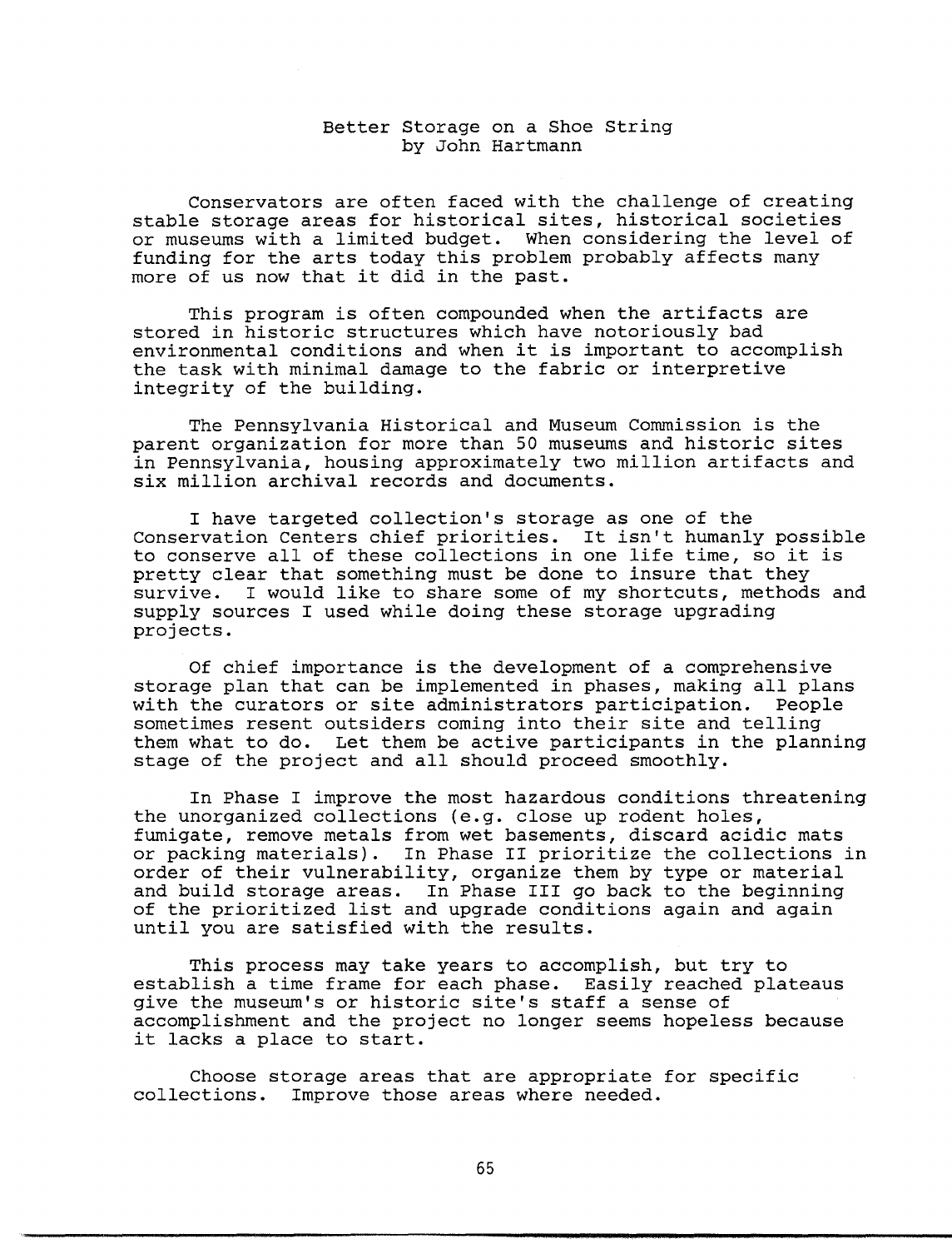# Better Storage on a Shoe String
by John Hartmann

Conservators are often faced with the challenge of creating stable storage areas for historical sites, historical societies or museums with a limited budget. When considering the level of funding for the arts today this problem probably affects many more of us now that it did in the past.

This program is often compounded when the artifacts are stored in historic structures which have notoriously bad environmental conditions and when it is important to accomplish the task with minimal damage to the fabric or interpretive integrity of the building.

The Pennsylvania Historical and Museum Commission is the parent organization for more than 50 museums and historic sites in Pennsylvania, housing approximately two million artifacts and six million archival records and documents.

I have targeted collection's storage as one of the Conservation Centers chief priorities. It isn't humanly possible to conserve all of these collections in one life time, so it is pretty clear that something must be done to insure that they survive. I would like to share some of my shortcuts, methods and supply sources I used while doing these storage upgrading projects.

Of chief importance is the development of a comprehensive storage plan that can be implemented in phases, making all plans with the curators or site administrators participation. People sometimes resent outsiders coming into their site and telling them what to do. Let them be active participants in the planning stage of the project and all should proceed smoothly.

In Phase I improve the most hazardous conditions threatening the unorganized collections (e.g. close up rodent holes, fumigate, remove metals from wet basements, discard acidic mats or packing materials). In Phase II prioritize the collections in order of their vulnerability, organize them by type or material and build storage areas. In Phase III go back to the beginning of the prioritized list and upgrade conditions again and again until you are satisfied with the results.

This process may take years to accomplish, but try to establish a time frame for each phase. Easily reached plateaus give the museum's or historic site's staff a sense of accomplishment and the project no longer seems hopeless because it lacks a place to start.

Choose storage areas that are appropriate for specific collections. Improve those areas where needed.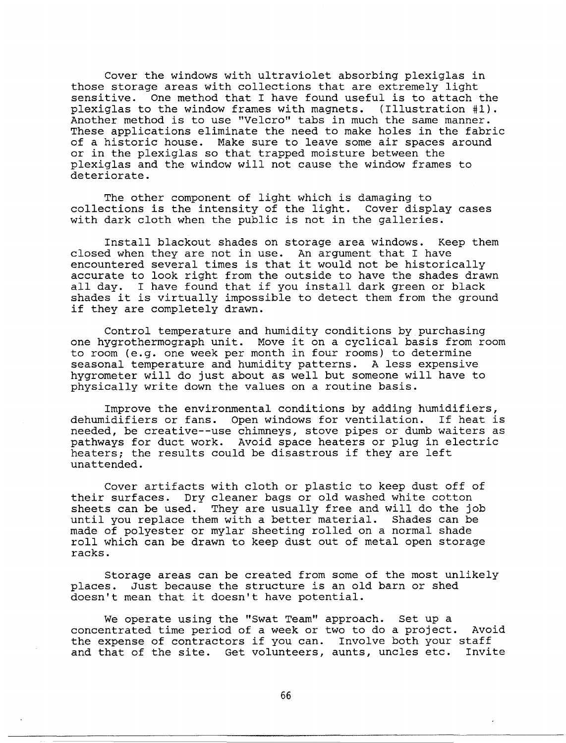Cover the windows with ultraviolet absorbing plexiglas in those storage areas with collections that are extremely light sensitive. One method that I have found useful is to attach the plexiglas to the window frames with magnets. (Illustration #1). Another method is to use "Velcro" tabs in much the same manner. These applications eliminate the need to make holes in the fabric of a historic house. Make sure to leave some air spaces around or in the plexiglas so that trapped moisture between the plexiglas and the window will not cause the window frames to deteriorate.

The other component of light which is damaging to collections is the intensity of the light. Cover display cases with dark cloth when the public is not in the galleries.

Install blackout shades on storage area windows. Keep them closed when they are not in use. An argument that I have encountered several times is that it would not be historically accurate to look right from the outside to have the shades drawn all day. I have found that if you install dark green or black shades it is virtually impossible to detect them from the ground if they are completely drawn.

Control temperature and humidity conditions by purchasing one hygrothermograph unit. Move it on a cyclical basis from room to room (e.g. one week per month in four rooms) to determine seasonal temperature and humidity patterns. A less expensive hygrometer will do just about as well but someone will have to physically write down the values on a routine basis.

Improve the environmental conditions by adding humidifiers, dehumidifiers or fans. Open windows for ventilation. If heat is needed, be creative--use chimneys, stove pipes or dumb waiters as pathways for duct work. Avoid space heaters or plug in electric heaters; the results could be disastrous if they are left unattended.

Cover artifacts with cloth or plastic to keep dust off of their surfaces. Dry cleaner bags or old washed white cotton sheets can be used. They are usually free and will do the job until you replace them with a better material. Shades can be made of polyester or mylar sheeting rolled on a normal shade roll which can be drawn to keep dust out of metal open storage racks.

Storage areas can be created from some of the most unlikely places. Just because the structure is an old barn or shed doesn't mean that it doesn't have potential.

We operate using the "Swat Team" approach. Set up a concentrated time period of a week or two to do a project. Avoid the expense of contractors if you can. Involve both your staff and that of the site. Get volunteers, aunts, uncles etc. Invite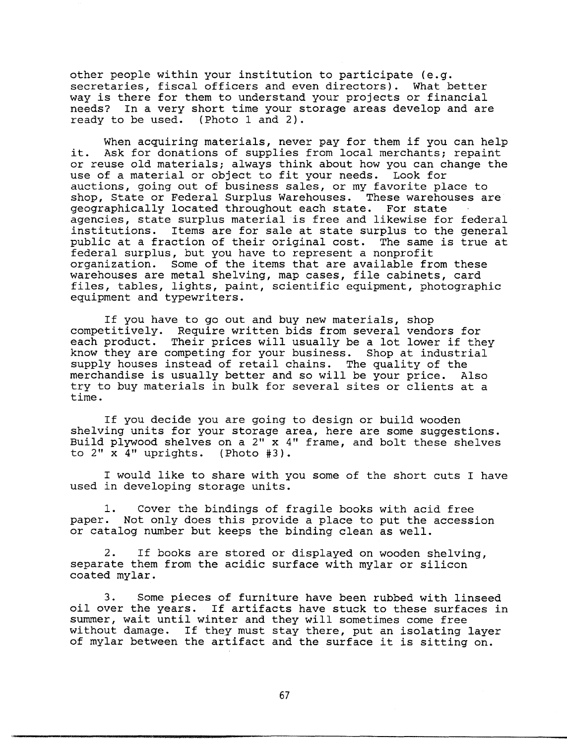other people within your institution to participate (e.g. secretaries, fiscal officers and even directors). What better way is there for them to understand your projects or financial needs? In a very short time your storage areas develop and are ready to be used. (Photo 1 and 2).

When acquiring materials, never pay for them if you can help it. Ask for donations of supplies from local merchants; repaint or reuse old materials; always think about how you can change the use of a material or object to fit your needs. Look for auctions, going out of business sales, or my favorite place to shop, State or Federal Surplus Warehouses. These warehouses are geographically located throughout each state. For state agencies, state surplus material is free and likewise for federal institutions. Items are for sale at state surplus to the general public at a fraction of their original cost. The same is true at federal surplus, but you have to represent a nonprofit organization. Some of the items that are available from these warehouses are metal shelving, map cases, file cabinets, card files, tables, lights, paint, scientific equipment, photographic equipment and typewriters.

If you have to go out and buy new materials, shop competitively. Require written bids from several vendors for each product. Their prices will usually be a lot lower if they know they are competing for your business. Shop at industrial supply houses instead of retail chains. The quality of the merchandise is usually better and so will be your price. Also try to buy materials in bulk for several sites or clients at a time.

If you decide you are going to design or build wooden shelving units for your storage area, here are some suggestions. Build plywood shelves on a 2" x 4" frame, and bolt these shelves to 2" x 4" uprights. (Photo #3).

I would like to share with you some of the short cuts I have used in developing storage units.

1. Cover the bindings of fragile books with acid free paper. Not only does this provide a place to put the accession or catalog number but keeps the binding clean as well.

2. If books are stored or displayed on wooden shelving, separate them from the acidic surface with mylar or silicon coated mylar.

3. Some pieces of furniture have been rubbed with linseed oil over the years. If artifacts have stuck to these surfaces in summer, wait until winter and they will sometimes come free without damage. If they must stay there, put an isolating layer of mylar between the artifact and the surface it is sitting on.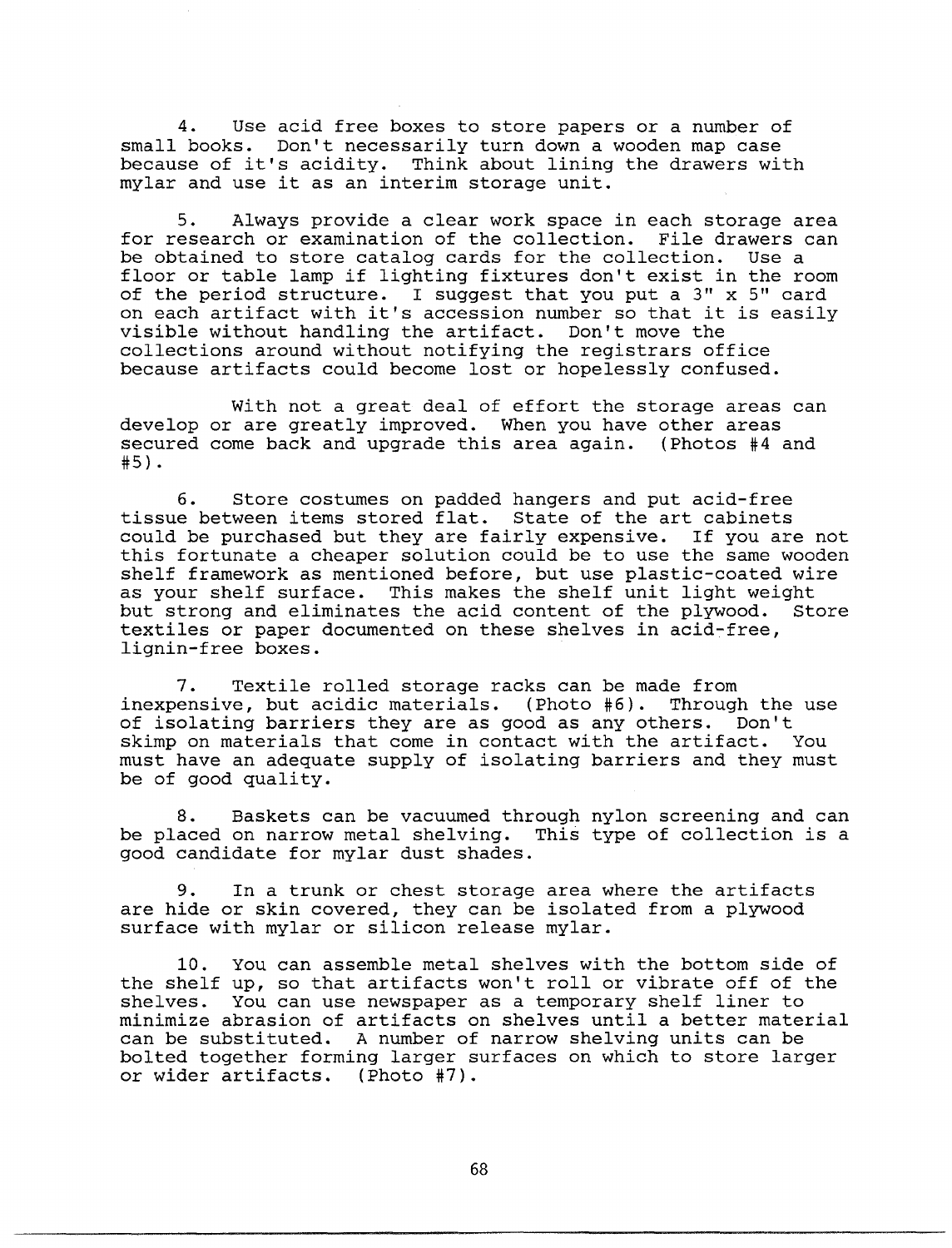4. Use acid free boxes to store papers or a number of small books. Don't necessarily turn down a wooden map case because of it's acidity. Think about lining the drawers with mylar and use it as an interim storage unit.

5. Always provide a clear work space in each storage area for research or examination of the collection. File drawers can be obtained to store catalog cards for the collection. Use a floor or table lamp if lighting fixtures don't exist in the room of the period structure. I suggest that you put a 3" x 5" card on each artifact with it's accession number so that it is easily visible without handling the artifact. Don't move the collections around without notifying the registrars office because artifacts could become lost or hopelessly confused.

With not a great deal of effort the storage areas can develop or are greatly improved. When you have other areas secured come back and upgrade this area again. (Photos #4 and #5).

6. Store costumes on padded hangers and put acid-free tissue between items stored flat. State of the art cabinets could be purchased but they are fairly expensive. If you are not this fortunate a cheaper solution could be to use the same wooden shelf framework as mentioned before, but use plastic-coated wire as your shelf surface. This makes the shelf unit light weight but strong and eliminates the acid content of the plywood. Store textiles or paper documented on these shelves in acid-free, lignin-free boxes.

7. Textile rolled storage racks can be made from inexpensive, but acidic materials. (Photo #6). Through the use of isolating barriers they are as good as any others. Don't skimp on materials that come in contact with the artifact. You must have an adequate supply of isolating barriers and they must be of good quality.

8. Baskets can be vacuumed through nylon screening and can be placed on narrow metal shelving. This type of collection is a good candidate for mylar dust shades.

9. In a trunk or chest storage area where the artifacts are hide or skin covered, they can be isolated from a plywood surface with mylar or silicon release mylar.

10. You can assemble metal shelves with the bottom side of the shelf up, so that artifacts won't roll or vibrate off of the shelves. You can use newspaper as a temporary shelf liner to minimize abrasion of artifacts on shelves until a better material can be substituted. A number of narrow shelving units can be bolted together forming larger surfaces on which to store larger or wider artifacts. (Photo #7).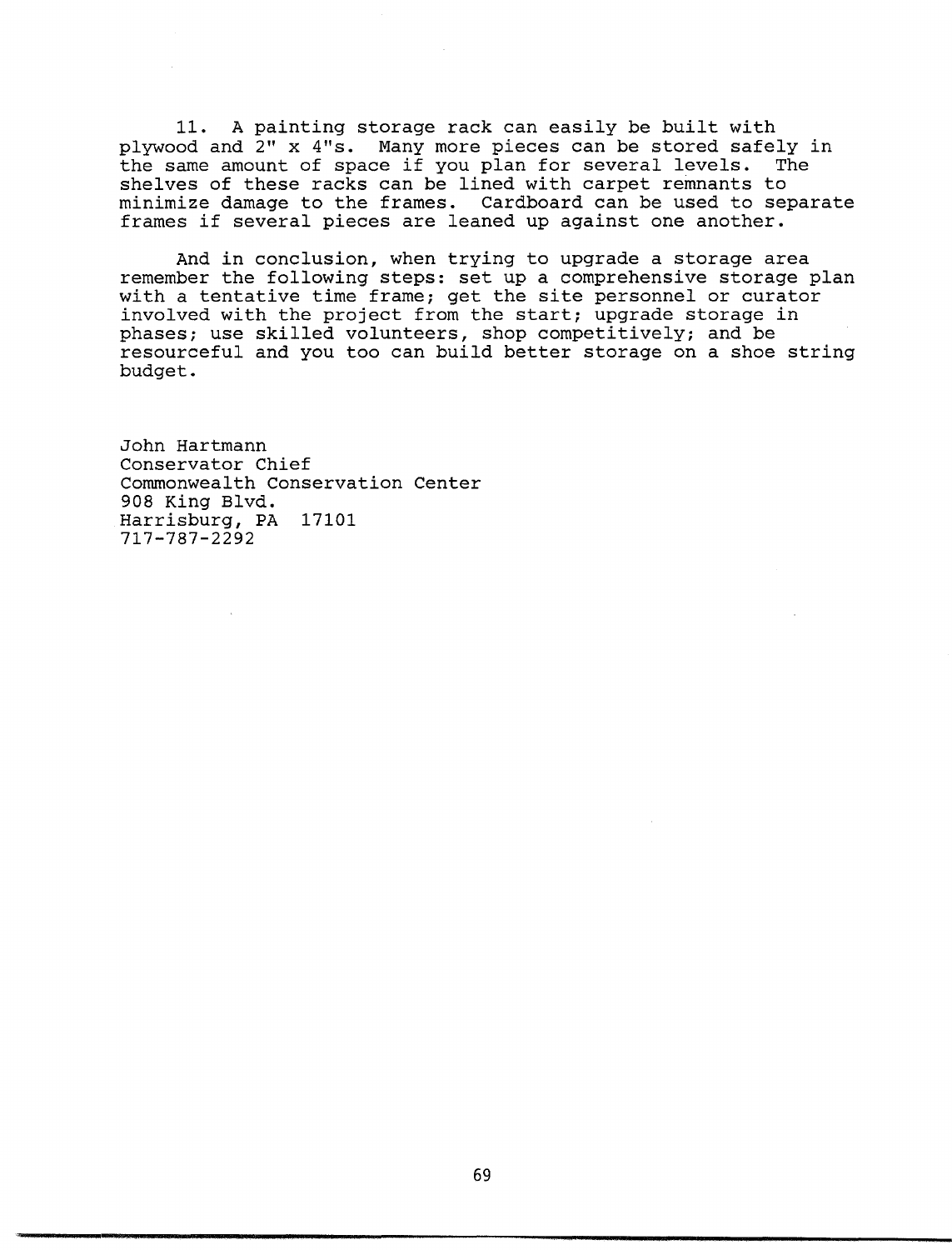11. A painting storage rack can easily be built with plywood and 2" x 4"s. Many more pieces can be stored safely in the same amount of space if you plan for several levels. The shelves of these racks can be lined with carpet remnants to minimize damage to the frames. Cardboard can be used to separate frames if several pieces are leaned up against one another.

And in conclusion, when trying to upgrade a storage area remember the following steps: set up a comprehensive storage plan with a tentative time frame; get the site personnel or curator involved with the project from the start; upgrade storage in phases; use skilled volunteers, shop competitively; and be resourceful and you too can build better storage on a shoe string budget.

John Hartmann  
Conservator Chief  
Commonwealth Conservation Center  
908 King Blvd.  
Harrisburg, PA 17101  
717-787-2292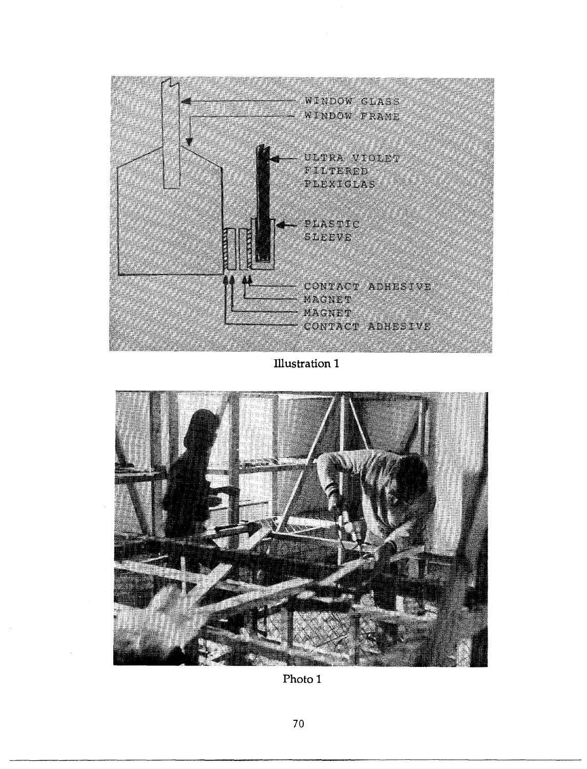WINDOW GLASS

WINDOW FRAME

ULTRA VIOLET FILTERED PLEXIGLAS

PLASTIC SLEEVE

CONTACT ADHESIVE

MAGNET

MAGNET

CONTACT ADHESIVE

Illustration 1

Photo 1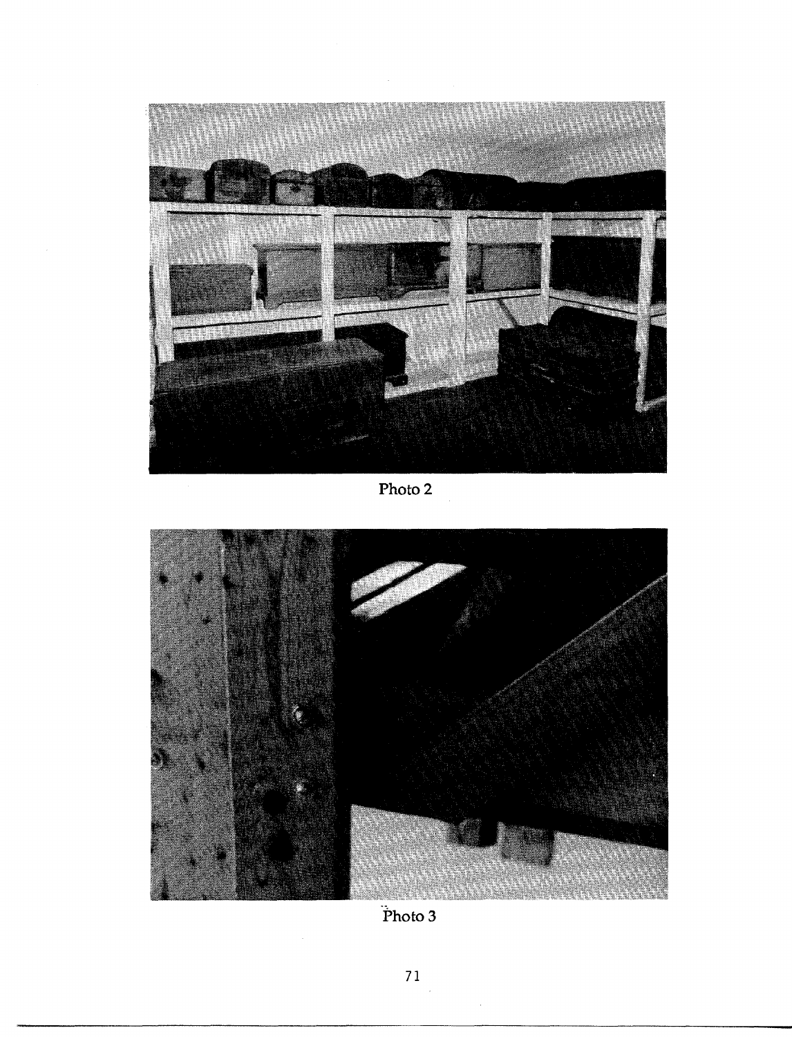Photo 2

Photo 3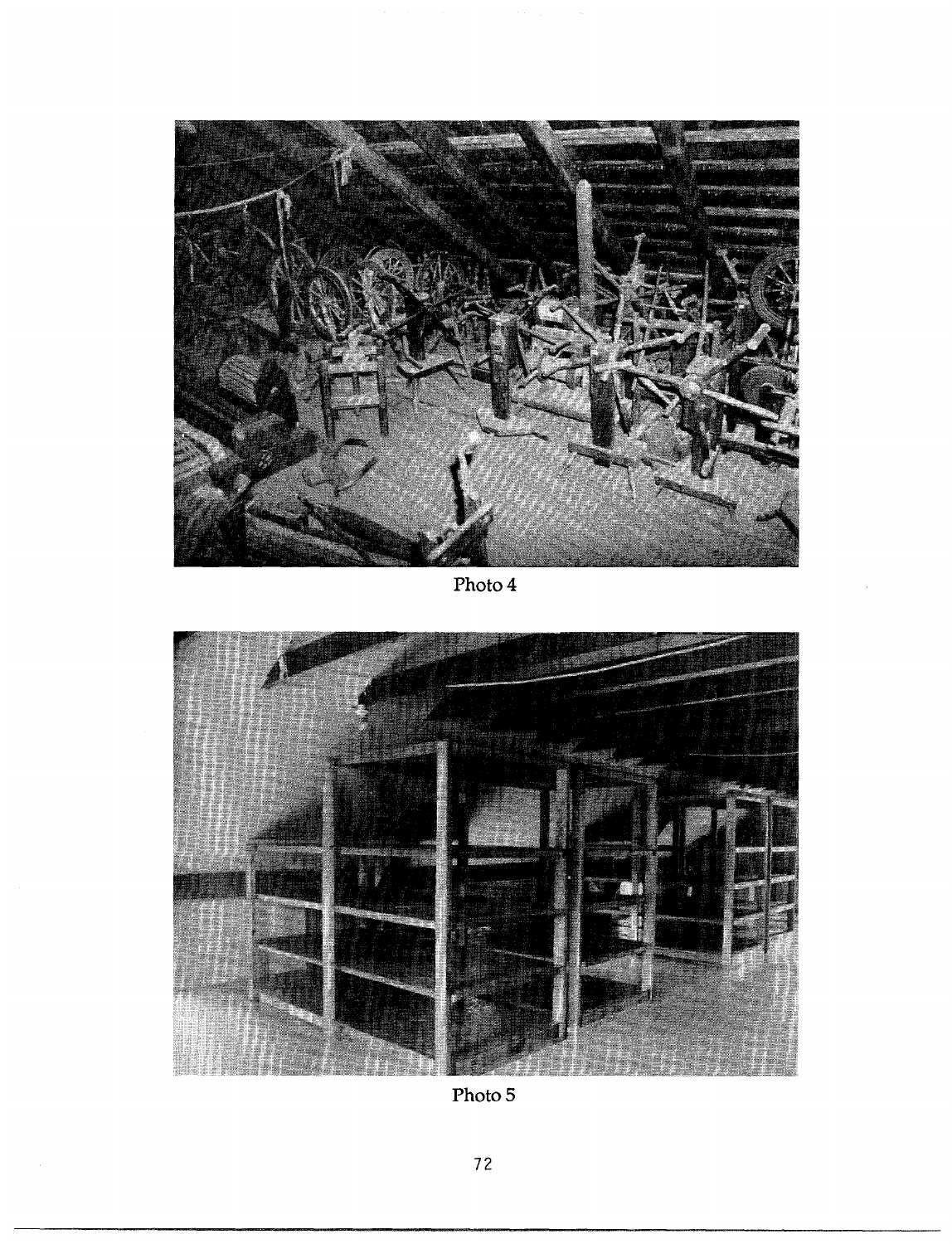Photo 4

Photo 5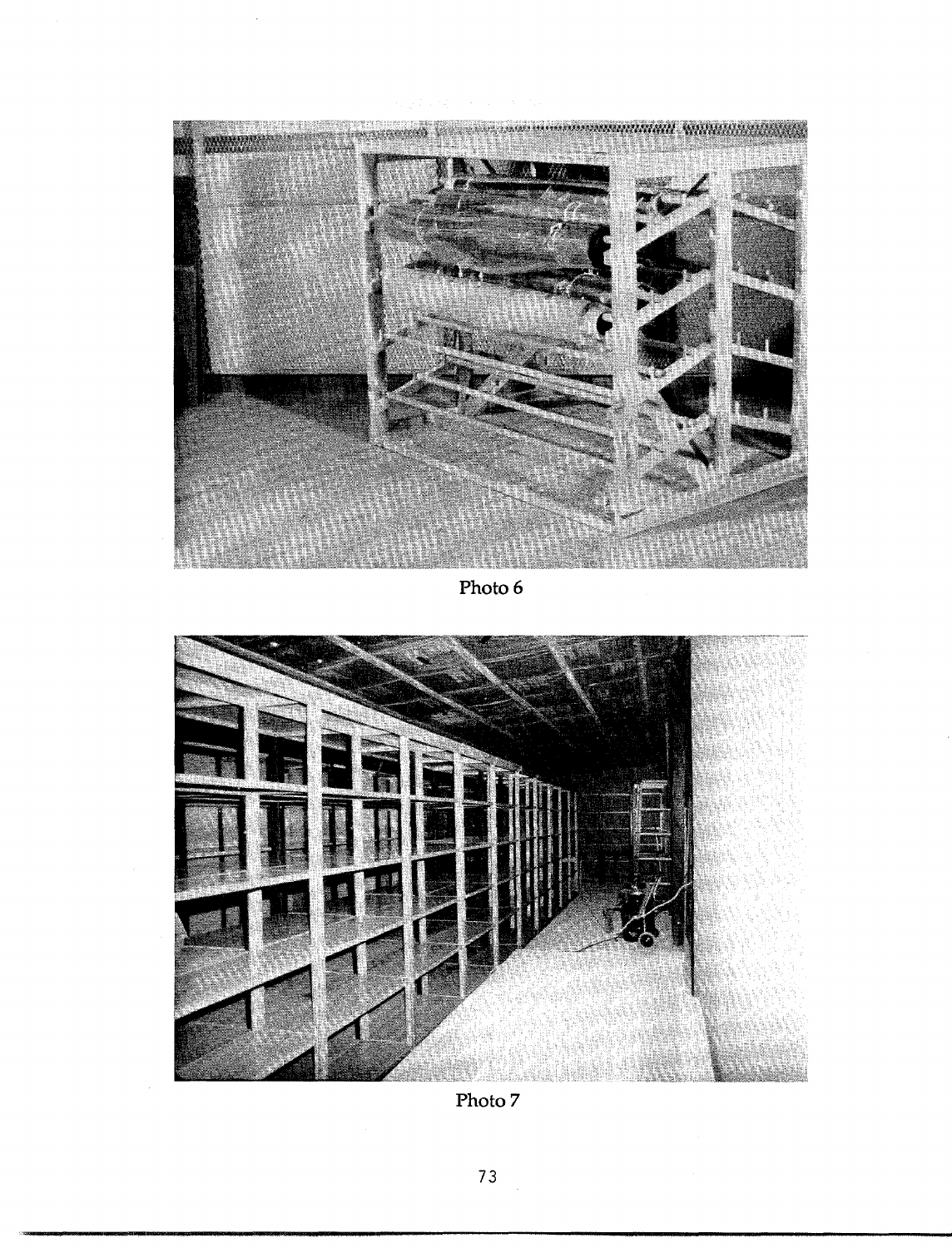Photo 6

Photo 7